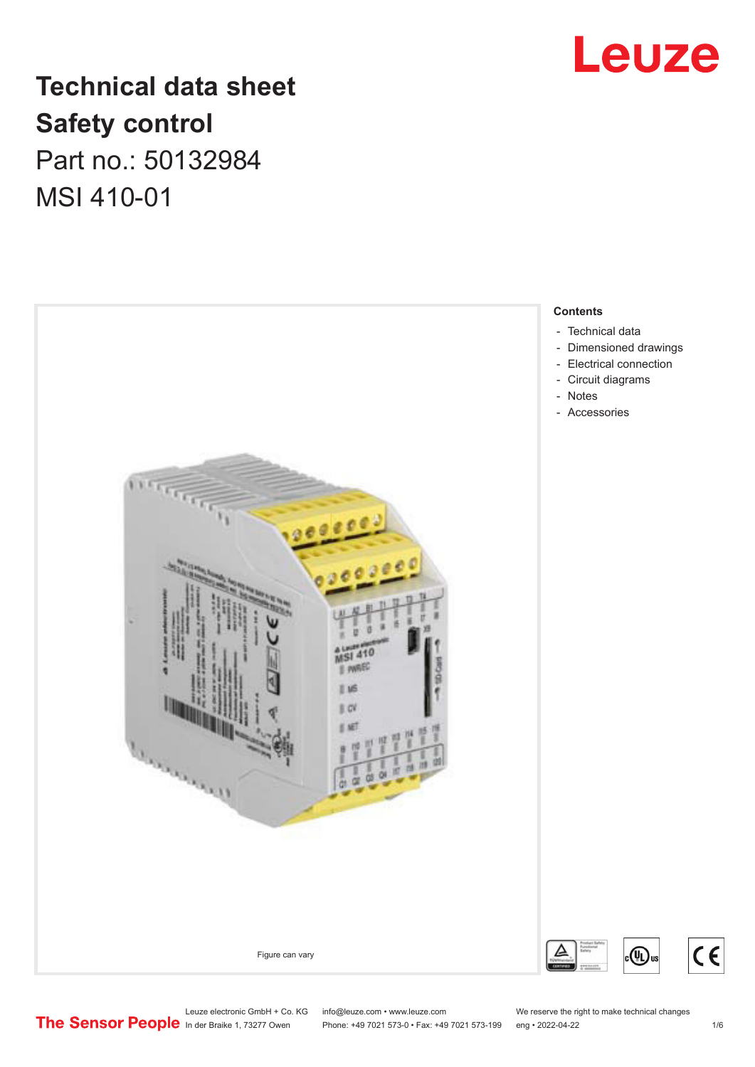# Technical data sheet
# Safety control

Part no.: 50132984

MSI 410-01

Figure can vary

**Contents**

- Technical data
- Dimensioned drawings
- Electrical connection
- Circuit diagrams
- Notes
- Accessories

Leuze electronic GmbH + Co. KG
In der Braike 1, 73277 Owen

info@leuze.com • www.leuze.com
Phone: +49 7021 573-0 • Fax: +49 7021 573-199

We reserve the right to make technical changes
eng • 2022-04-22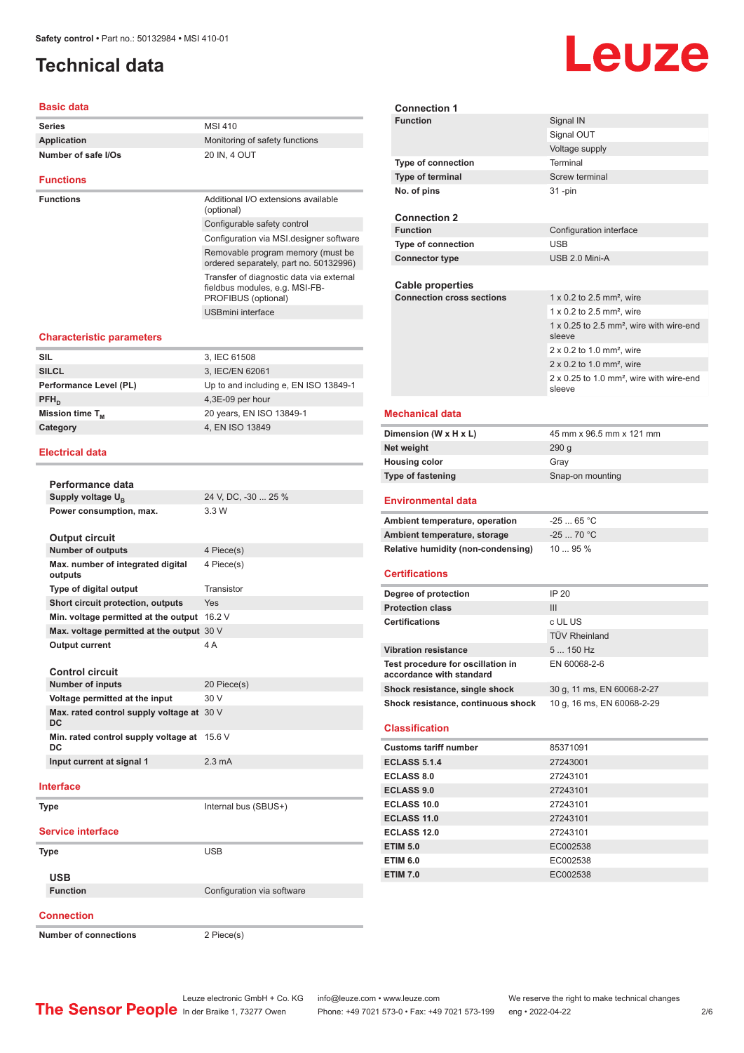# Technical data

## Basic data

| | |
|---|---|
| **Series** | MSI 410 |
| **Application** | Monitoring of safety functions |
| **Number of safe I/Os** | 20 IN, 4 OUT |

## Functions

| | |
|---|---|
| **Functions** | Additional I/O extensions available (optional) |
| | Configurable safety control |
| | Configuration via MSI.designer software |
| | Removable program memory (must be ordered separately, part no. 50132996) |
| | Transfer of diagnostic data via external fieldbus modules, e.g. MSI-FB-PROFIBUS (optional) |
| | USBmini interface |

## Characteristic parameters

| | |
|---|---|
| **SIL** | 3, IEC 61508 |
| **SILCL** | 3, IEC/EN 62061 |
| **Performance Level (PL)** | Up to and including e, EN ISO 13849-1 |
| **$PFH_D$** | 4,3E-09 per hour |
| **Mission time $T_M$** | 20 years, EN ISO 13849-1 |
| **Category** | 4, EN ISO 13849 |

## Electrical data

### Performance data

| | |
|---|---|
| **Supply voltage $U_B$** | 24 V, DC, -30 ... 25 % |
| **Power consumption, max.** | 3.3 W |

### Output circuit

| | |
|---|---|
| **Number of outputs** | 4 Piece(s) |
| **Max. number of integrated digital outputs** | 4 Piece(s) |
| **Type of digital output** | Transistor |
| **Short circuit protection, outputs** | Yes |
| **Min. voltage permitted at the output** | 16.2 V |
| **Max. voltage permitted at the output** | 30 V |
| **Output current** | 4 A |

### Control circuit

| | |
|---|---|
| **Number of inputs** | 20 Piece(s) |
| **Voltage permitted at the input** | 30 V |
| **Max. rated control supply voltage at DC** | 30 V |
| **Min. rated control supply voltage at DC** | 15.6 V |
| **Input current at signal 1** | 2.3 mA |

## Interface

| | |
|---|---|
| **Type** | Internal bus (SBUS+) |

## Service interface

| | |
|---|---|
| **Type** | USB |

### USB

| | |
|---|---|
| **Function** | Configuration via software |

## Connection

| | |
|---|---|
| **Number of connections** | 2 Piece(s) |

### Connection 1

| | |
|---|---|
| **Function** | Signal IN |
| | Signal OUT |
| | Voltage supply |
| **Type of connection** | Terminal |
| **Type of terminal** | Screw terminal |
| **No. of pins** | 31 -pin |

### Connection 2

| | |
|---|---|
| **Function** | Configuration interface |
| **Type of connection** | USB |
| **Connector type** | USB 2.0 Mini-A |

### Cable properties

| | |
|---|---|
| **Connection cross sections** | 1 x 0.2 to 2.5 mm², wire |
| | 1 x 0.2 to 2.5 mm², wire |
| | 1 x 0.25 to 2.5 mm², wire with wire-end sleeve |
| | 2 x 0.2 to 1.0 mm², wire |
| | 2 x 0.2 to 1.0 mm², wire |
| | 2 x 0.25 to 1.0 mm², wire with wire-end sleeve |

## Mechanical data

| | |
|---|---|
| **Dimension (W x H x L)** | 45 mm x 96.5 mm x 121 mm |
| **Net weight** | 290 g |
| **Housing color** | Gray |
| **Type of fastening** | Snap-on mounting |

## Environmental data

| | |
|---|---|
| **Ambient temperature, operation** | -25 ... 65 °C |
| **Ambient temperature, storage** | -25 ... 70 °C |
| **Relative humidity (non-condensing)** | 10 ... 95 % |

## Certifications

| | |
|---|---|
| **Degree of protection** | IP 20 |
| **Protection class** | III |
| **Certifications** | c UL US |
| | TÜV Rheinland |
| **Vibration resistance** | 5 ... 150 Hz |
| **Test procedure for oscillation in accordance with standard** | EN 60068-2-6 |
| **Shock resistance, single shock** | 30 g, 11 ms, EN 60068-2-27 |
| **Shock resistance, continuous shock** | 10 g, 16 ms, EN 60068-2-29 |

## Classification

| | |
|---|---|
| **Customs tariff number** | 85371091 |
| **ECLASS 5.1.4** | 27243001 |
| **ECLASS 8.0** | 27243101 |
| **ECLASS 9.0** | 27243101 |
| **ECLASS 10.0** | 27243101 |
| **ECLASS 11.0** | 27243101 |
| **ECLASS 12.0** | 27243101 |
| **ETIM 5.0** | EC002538 |
| **ETIM 6.0** | EC002538 |
| **ETIM 7.0** | EC002538 |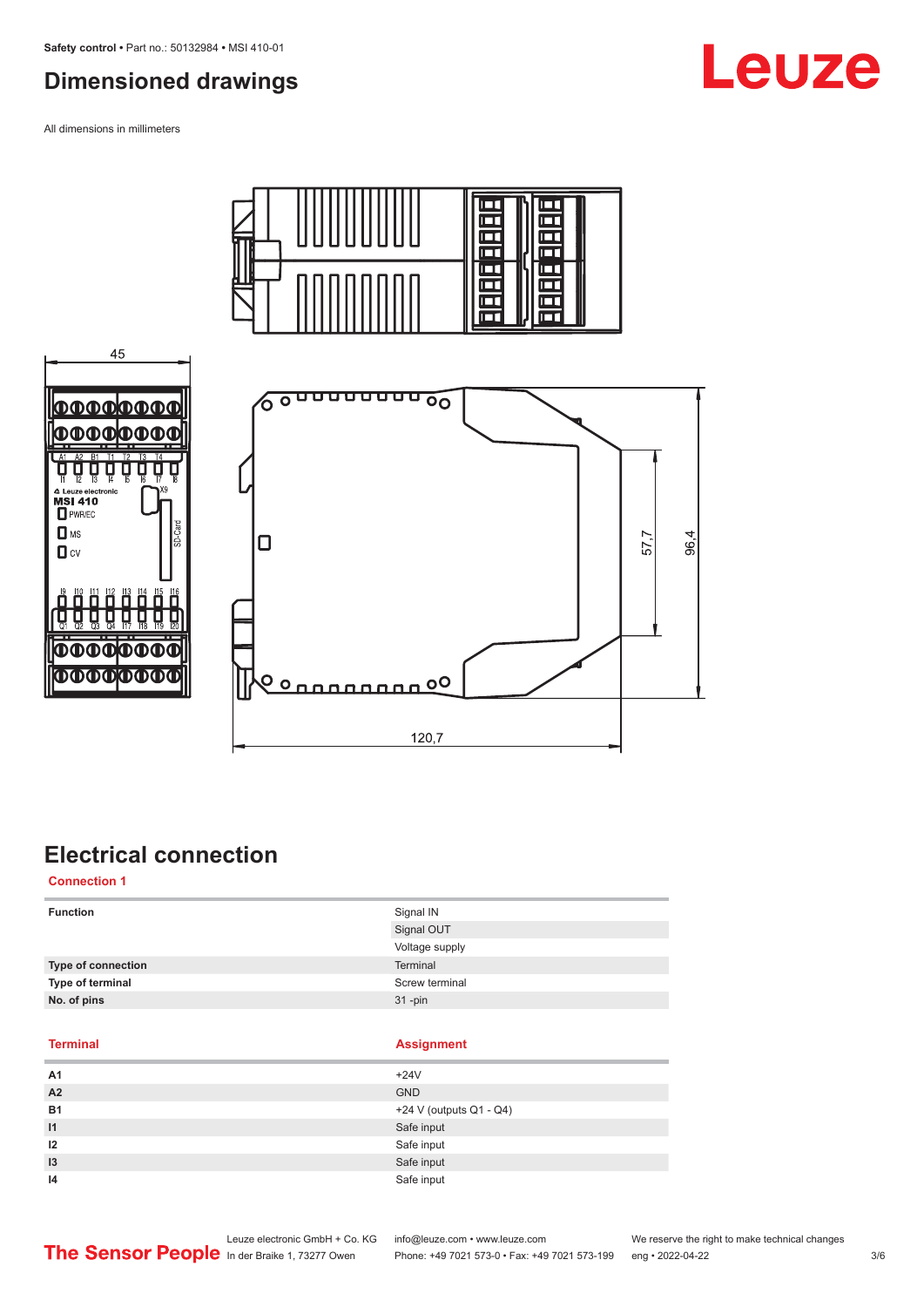## Dimensioned drawings

All dimensions in millimeters

## Electrical connection

### Connection 1

| | |
|---|---|
| **Function** | Signal IN |
| | Signal OUT |
| | Voltage supply |
| **Type of connection** | Terminal |
| **Type of terminal** | Screw terminal |
| **No. of pins** | 31 -pin |

| Terminal | Assignment |
|---|---|
| **A1** | +24V |
| **A2** | GND |
| **B1** | +24 V (outputs Q1 - Q4) |
| **I1** | Safe input |
| **I2** | Safe input |
| **I3** | Safe input |
| **I4** | Safe input |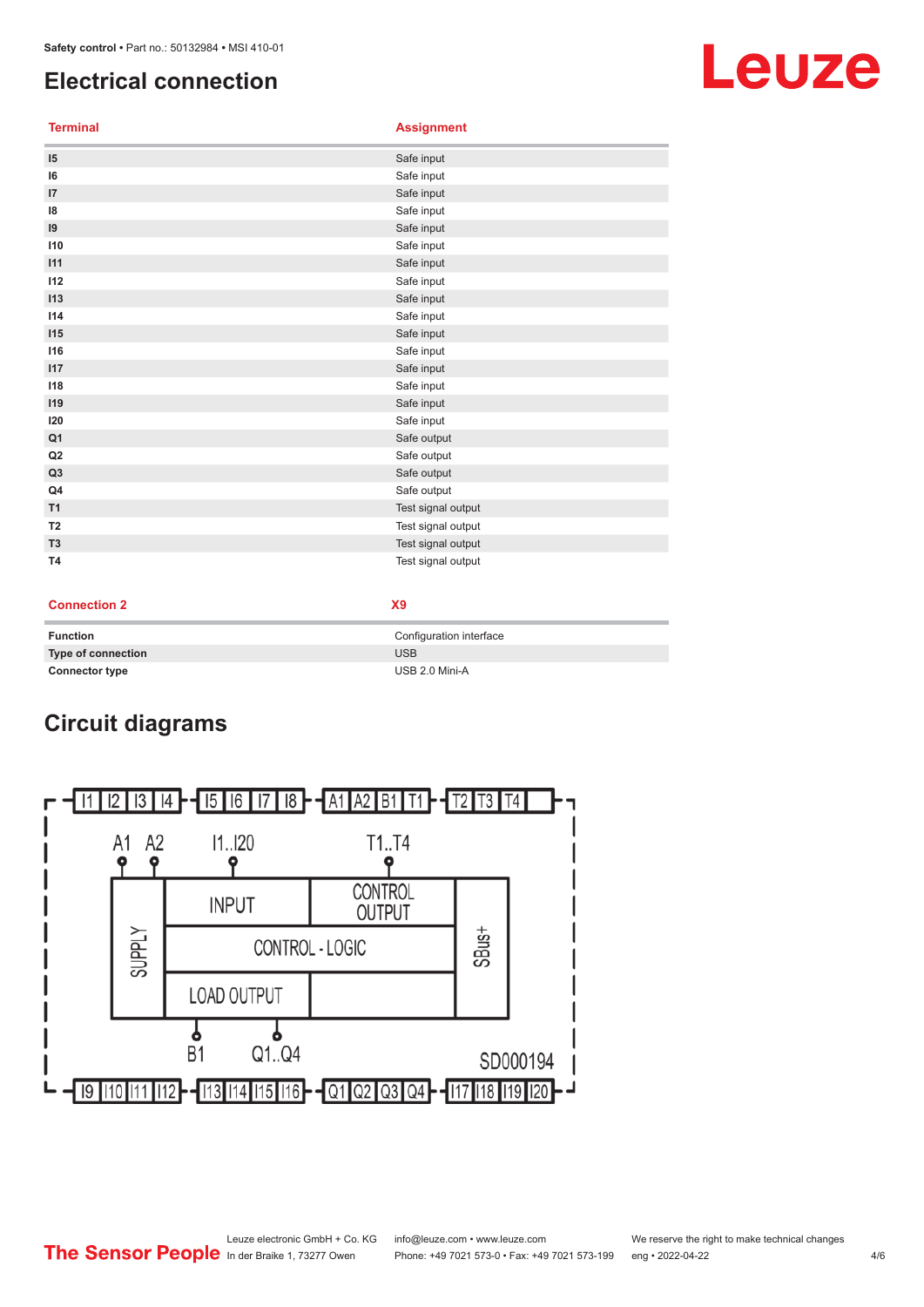## Electrical connection

| Terminal | Assignment |
| --- | --- |
| I5 | Safe input |
| I6 | Safe input |
| I7 | Safe input |
| I8 | Safe input |
| I9 | Safe input |
| I10 | Safe input |
| I11 | Safe input |
| I12 | Safe input |
| I13 | Safe input |
| I14 | Safe input |
| I15 | Safe input |
| I16 | Safe input |
| I17 | Safe input |
| I18 | Safe input |
| I19 | Safe input |
| I20 | Safe input |
| Q1 | Safe output |
| Q2 | Safe output |
| Q3 | Safe output |
| Q4 | Safe output |
| T1 | Test signal output |
| T2 | Test signal output |
| T3 | Test signal output |
| T4 | Test signal output |

| Connection 2 | X9 |
| --- | --- |
| Function | Configuration interface |
| Type of connection | USB |
| Connector type | USB 2.0 Mini-A |

## Circuit diagrams

I1 I2 I3 I4 - I5 I6 I7 I8 - A1 A2 B1 T1 - T2 T3 T4

A1 A2 I1..I20 T1..T4

SUPPLY | INPUT | CONTROL OUTPUT | CONTROL - LOGIC | LOAD OUTPUT | SBus+

B1 Q1..Q4

SD000194

I9 I10 I11 I12 - I13 I14 I15 I16 - Q1 Q2 Q3 Q4 - I17 I18 I19 I20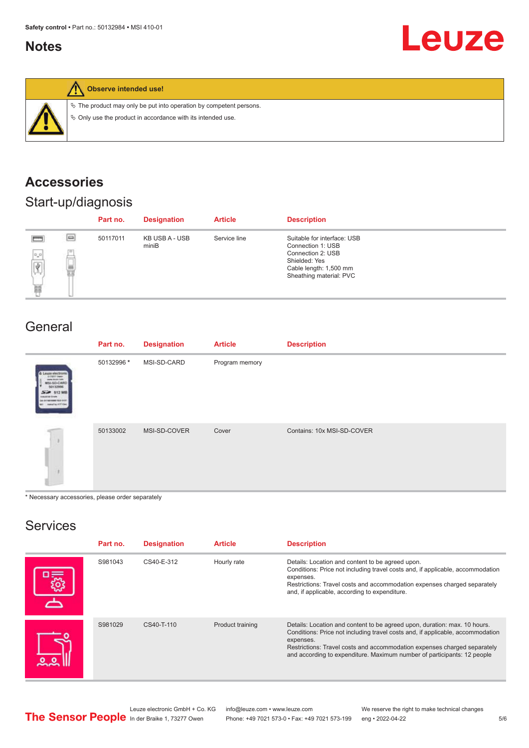# Notes

**Observe intended use!**

- ✎ The product may only be put into operation by competent persons.
- ✎ Only use the product in accordance with its intended use.

# Accessories

## Start-up/diagnosis

| Part no. | Designation | Article | Description |
|---|---|---|---|
| 50117011 | KB USB A - USB miniB | Service line | Suitable for interface: USB<br>Connection 1: USB<br>Connection 2: USB<br>Shielded: Yes<br>Cable length: 1,500 mm<br>Sheathing material: PVC |

## General

| Part no. | Designation | Article | Description |
|---|---|---|---|
| 50132996 * | MSI-SD-CARD | Program memory | |
| 50133002 | MSI-SD-COVER | Cover | Contains: 10x MSI-SD-COVER |

\* Necessary accessories, please order separately

## Services

| Part no. | Designation | Article | Description |
|---|---|---|---|
| S981043 | CS40-E-312 | Hourly rate | Details: Location and content to be agreed upon.<br>Conditions: Price not including travel costs and, if applicable, accommodation expenses.<br>Restrictions: Travel costs and accommodation expenses charged separately and, if applicable, according to expenditure. |
| S981029 | CS40-T-110 | Product training | Details: Location and content to be agreed upon, duration: max. 10 hours.<br>Conditions: Price not including travel costs and, if applicable, accommodation expenses.<br>Restrictions: Travel costs and accommodation expenses charged separately and according to expenditure. Maximum number of participants: 12 people |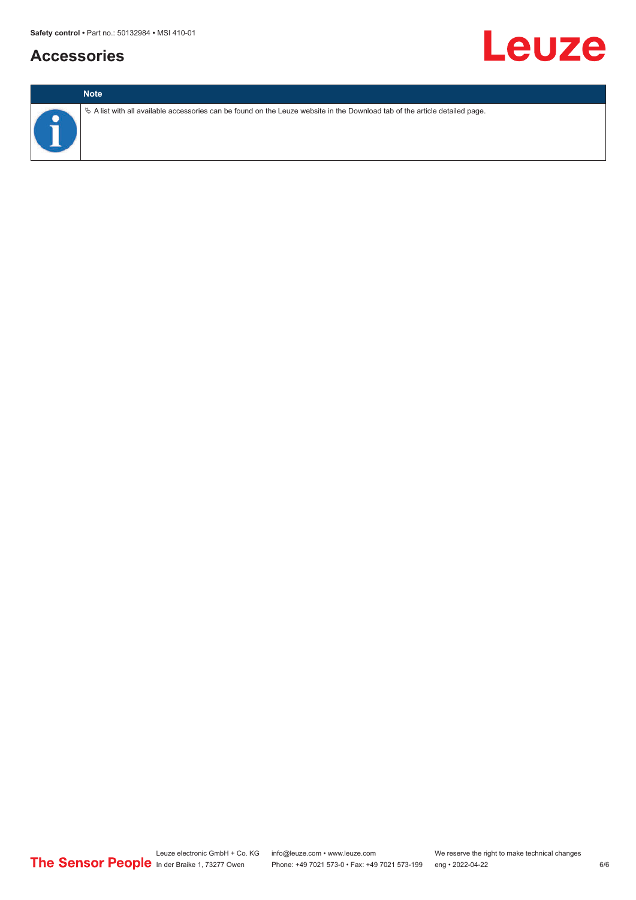## Accessories

| | Note |
|---|---|
| | ✎ A list with all available accessories can be found on the Leuze website in the Download tab of the article detailed page. |